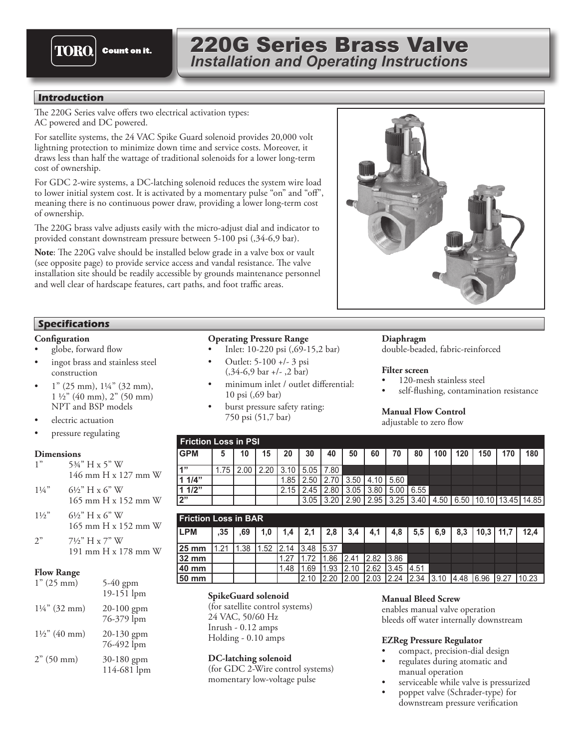# 220G Series Brass Valve

## *Installation and Operating Instructions*

TORO® Count on it.

## Introduction

The 220G Series valve offers two electrical activation types: AC powered and DC powered.

For satellite systems, the 24 VAC Spike Guard solenoid provides 20,000 volt lightning protection to minimize down time and service costs. Moreover, it draws less than half the wattage of traditional solenoids for a lower long-term cost of ownership.

For GDC 2-wire systems, a DC-latching solenoid reduces the system wire load to lower initial system cost. It is activated by a momentary pulse "on" and "off", meaning there is no continuous power draw, providing a lower long-term cost of ownership.

The 220G brass valve adjusts easily with the micro-adjust dial and indicator to provided constant downstream pressure between 5-100 psi (,34-6,9 bar).

**Note**: The 220G valve should be installed below grade in a valve box or vault (see opposite page) to provide service access and vandal resistance. The valve installation site should be readily accessible by grounds maintenance personnel and well clear of hardscape features, cart paths, and foot traffic areas.

## Specifications

### Configuration

- globe, forward flow
- ingot brass and stainless steel construction
- 1" (25 mm), 1¼" (32 mm), 1 ½" (40 mm), 2" (50 mm) NPT and BSP models
- electric actuation
- pressure regulating

### Dimensions

| | |
|---|---|
| 1" | 5¾" H x 5" W<br>146 mm H x 127 mm W |
| 1¼" | 6½" H x 6" W<br>165 mm H x 152 mm W |
| 1½" | 6½" H x 6" W<br>165 mm H x 152 mm W |
| 2" | 7½" H x 7" W<br>191 mm H x 178 mm W |

### Flow Range

| | |
|---|---|
| 1" (25 mm) | 5-40 gpm<br>19-151 lpm |
| 1¼" (32 mm) | 20-100 gpm<br>76-379 lpm |
| 1½" (40 mm) | 20-130 gpm<br>76-492 lpm |
| 2" (50 mm) | 30-180 gpm<br>114-681 lpm |

### Operating Pressure Range

- Inlet: 10-220 psi (,69-15,2 bar)
- Outlet: 5-100 +/- 3 psi (,34-6,9 bar +/- ,2 bar)
- minimum inlet / outlet differential: 10 psi (,69 bar)
- burst pressure safety rating: 750 psi (51,7 bar)

### Diaphragm

double-beaded, fabric-reinforced

### Filter screen

- 120-mesh stainless steel
- self-flushing, contamination resistance

### Manual Flow Control

adjustable to zero flow

**Friction Loss in PSI**

| GPM | 5 | 10 | 15 | 20 | 30 | 40 | 50 | 60 | 70 | 80 | 100 | 120 | 150 | 170 | 180 |
|---|---|---|---|---|---|---|---|---|---|---|---|---|---|---|---|
| 1" | 1.75 | 2.00 | 2.20 | 3.10 | 5.05 | 7.80 | | | | | | | | | |
| 1 1/4" | | | | 1.85 | 2.50 | 2.70 | 3.50 | 4.10 | 5.60 | | | | | | |
| 1 1/2" | | | | 2.15 | 2.45 | 2.80 | 3.05 | 3.80 | 5.00 | 6.55 | | | | | |
| 2" | | | | | 3.05 | 3.20 | 2.90 | 2.95 | 3.25 | 3.40 | 4.50 | 6.50 | 10.10 | 13.45 | 14.85 |

**Friction Loss in BAR**

| LPM | ,35 | ,69 | 1,0 | 1,4 | 2,1 | 2,8 | 3,4 | 4,1 | 4,8 | 5,5 | 6,9 | 8,3 | 10,3 | 11,7 | 12,4 |
|---|---|---|---|---|---|---|---|---|---|---|---|---|---|---|---|
| 25 mm | 1.21 | 1.38 | 1.52 | 2.14 | 3.48 | 5.37 | | | | | | | | | |
| 32 mm | | | | 1.27 | 1.72 | 1.86 | 2.41 | 2.82 | 3.86 | | | | | | |
| 40 mm | | | | 1.48 | 1.69 | 1.93 | 2.10 | 2.62 | 3.45 | 4.51 | | | | | |
| 50 mm | | | | | 2.10 | 2.20 | 2.00 | 2.03 | 2.24 | 2.34 | 3.10 | 4.48 | 6.96 | 9.27 | 10.23 |

### SpikeGuard solenoid

(for satellite control systems)
24 VAC, 50/60 Hz
Inrush - 0.12 amps
Holding - 0.10 amps

### DC-latching solenoid

(for GDC 2-Wire control systems)
momentary low-voltage pulse

### Manual Bleed Screw

enables manual valve operation
bleeds off water internally downstream

### EZReg Pressure Regulator

- compact, precision-dial design
- regulates during atomatic and manual operation
- serviceable while valve is pressurized
- poppet valve (Schrader-type) for downstream pressure verification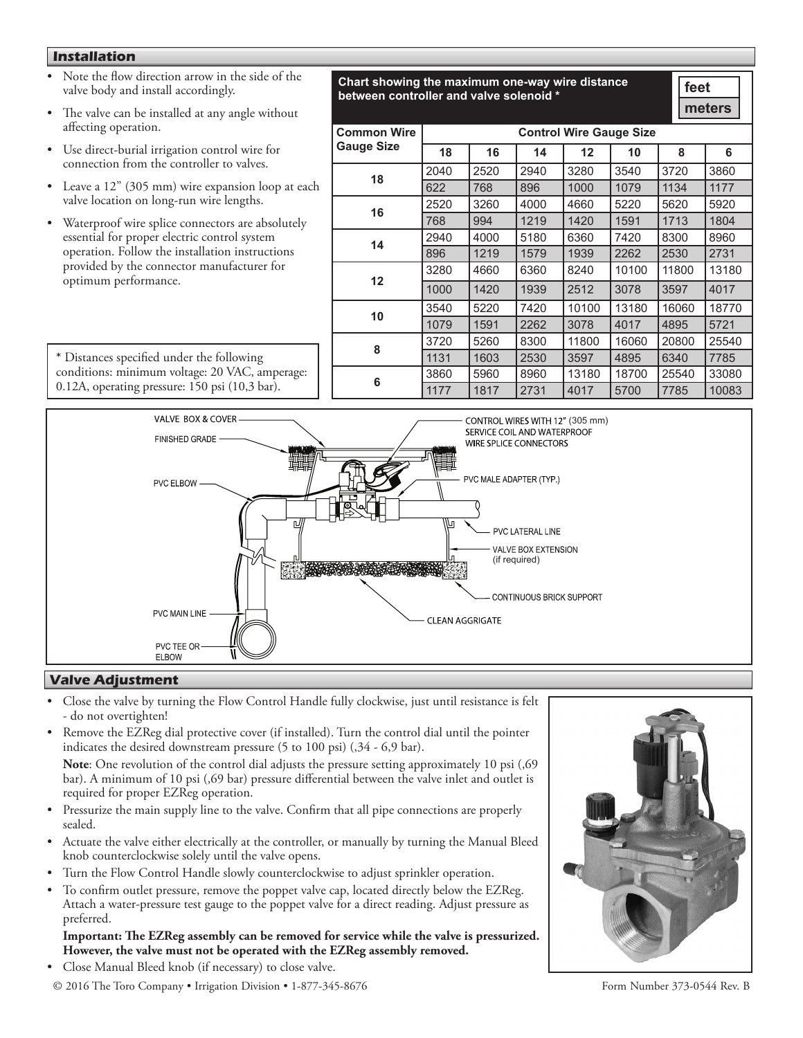## Installation

- Note the flow direction arrow in the side of the valve body and install accordingly.
- The valve can be installed at any angle without affecting operation.
- Use direct-burial irrigation control wire for connection from the controller to valves.
- Leave a 12" (305 mm) wire expansion loop at each valve location on long-run wire lengths.
- Waterproof wire splice connectors are absolutely essential for proper electric control system operation. Follow the installation instructions provided by the connector manufacturer for optimum performance.

**Chart showing the maximum one-way wire distance between controller and valve solenoid \***

**feet**
**meters**

| Common Wire Gauge Size | Control Wire Gauge Size | | | | | | |
|---|---|---|---|---|---|---|---|
| | 18 | 16 | 14 | 12 | 10 | 8 | 6 |
| 18 | 2040 | 2520 | 2940 | 3280 | 3540 | 3720 | 3860 |
| | 622 | 768 | 896 | 1000 | 1079 | 1134 | 1177 |
| 16 | 2520 | 3260 | 4000 | 4660 | 5220 | 5620 | 5920 |
| | 768 | 994 | 1219 | 1420 | 1591 | 1713 | 1804 |
| 14 | 2940 | 4000 | 5180 | 6360 | 7420 | 8300 | 8960 |
| | 896 | 1219 | 1579 | 1939 | 2262 | 2530 | 2731 |
| 12 | 3280 | 4660 | 6360 | 8240 | 10100 | 11800 | 13180 |
| | 1000 | 1420 | 1939 | 2512 | 3078 | 3597 | 4017 |
| 10 | 3540 | 5220 | 7420 | 10100 | 13180 | 16060 | 18770 |
| | 1079 | 1591 | 2262 | 3078 | 4017 | 4895 | 5721 |
| 8 | 3720 | 5260 | 8300 | 11800 | 16060 | 20800 | 25540 |
| | 1131 | 1603 | 2530 | 3597 | 4895 | 6340 | 7785 |
| 6 | 3860 | 5960 | 8960 | 13180 | 18700 | 25540 | 33080 |
| | 1177 | 1817 | 2731 | 4017 | 5700 | 7785 | 10083 |

\* Distances specified under the following conditions: minimum voltage: 20 VAC, amperage: 0.12A, operating pressure: 150 psi (10,3 bar).

VALVE BOX & COVER
FINISHED GRADE
PVC ELBOW
PVC MAIN LINE
PVC TEE OR ELBOW
CONTROL WIRES WITH 12" (305 mm) SERVICE COIL AND WATERPROOF WIRE SPLICE CONNECTORS
PVC MALE ADAPTER (TYP.)
PVC LATERAL LINE
VALVE BOX EXTENSION (if required)
CONTINUOUS BRICK SUPPORT
CLEAN AGGRIGATE

## Valve Adjustment

- Close the valve by turning the Flow Control Handle fully clockwise, just until resistance is felt - do not overtighten!
- Remove the EZReg dial protective cover (if installed). Turn the control dial until the pointer indicates the desired downstream pressure (5 to 100 psi) (,34 - 6,9 bar).

  **Note**: One revolution of the control dial adjusts the pressure setting approximately 10 psi (,69 bar). A minimum of 10 psi (,69 bar) pressure differential between the valve inlet and outlet is required for proper EZReg operation.
- Pressurize the main supply line to the valve. Confirm that all pipe connections are properly sealed.
- Actuate the valve either electrically at the controller, or manually by turning the Manual Bleed knob counterclockwise solely until the valve opens.
- Turn the Flow Control Handle slowly counterclockwise to adjust sprinkler operation.
- To confirm outlet pressure, remove the poppet valve cap, located directly below the EZReg. Attach a water-pressure test gauge to the poppet valve for a direct reading. Adjust pressure as preferred.

  **Important: The EZReg assembly can be removed for service while the valve is pressurized. However, the valve must not be operated with the EZReg assembly removed.**
- Close Manual Bleed knob (if necessary) to close valve.

© 2016 The Toro Company • Irrigation Division • 1-877-345-8676

Form Number 373-0544 Rev. B